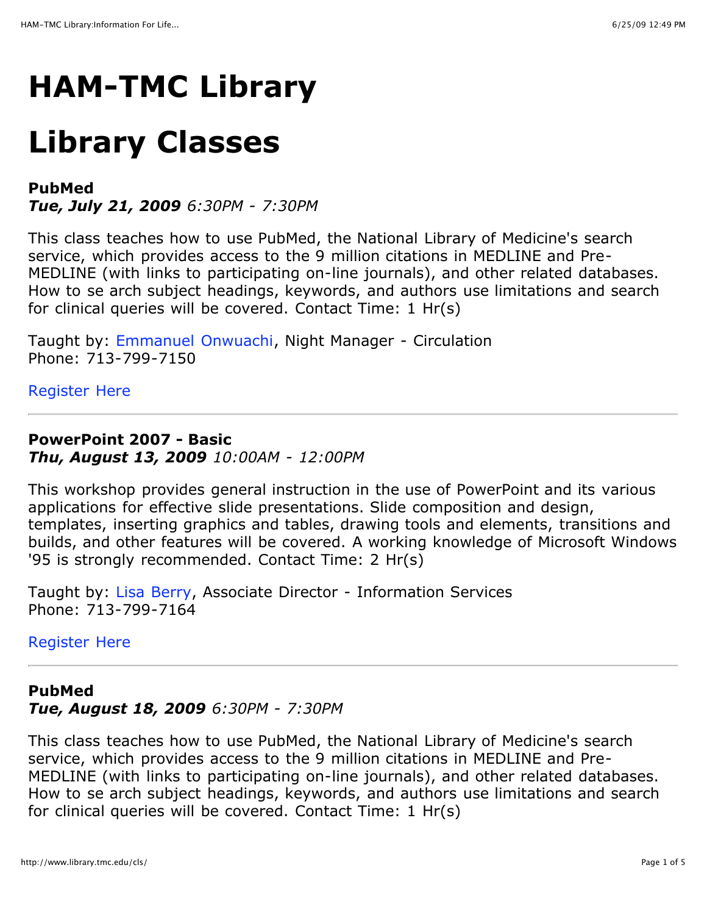# HAM-TMC Library

# Library Classes

**PubMed**
***Tue, July 21, 2009*** *6:30PM - 7:30PM*

This class teaches how to use PubMed, the National Library of Medicine's search service, which provides access to the 9 million citations in MEDLINE and Pre-MEDLINE (with links to participating on-line journals), and other related databases. How to se arch subject headings, keywords, and authors use limitations and search for clinical queries will be covered. Contact Time: 1 Hr(s)

Taught by: Emmanuel Onwuachi, Night Manager - Circulation
Phone: 713-799-7150

Register Here

---

**PowerPoint 2007 - Basic**
***Thu, August 13, 2009*** *10:00AM - 12:00PM*

This workshop provides general instruction in the use of PowerPoint and its various applications for effective slide presentations. Slide composition and design, templates, inserting graphics and tables, drawing tools and elements, transitions and builds, and other features will be covered. A working knowledge of Microsoft Windows '95 is strongly recommended. Contact Time: 2 Hr(s)

Taught by: Lisa Berry, Associate Director - Information Services
Phone: 713-799-7164

Register Here

---

**PubMed**
***Tue, August 18, 2009*** *6:30PM - 7:30PM*

This class teaches how to use PubMed, the National Library of Medicine's search service, which provides access to the 9 million citations in MEDLINE and Pre-MEDLINE (with links to participating on-line journals), and other related databases. How to se arch subject headings, keywords, and authors use limitations and search for clinical queries will be covered. Contact Time: 1 Hr(s)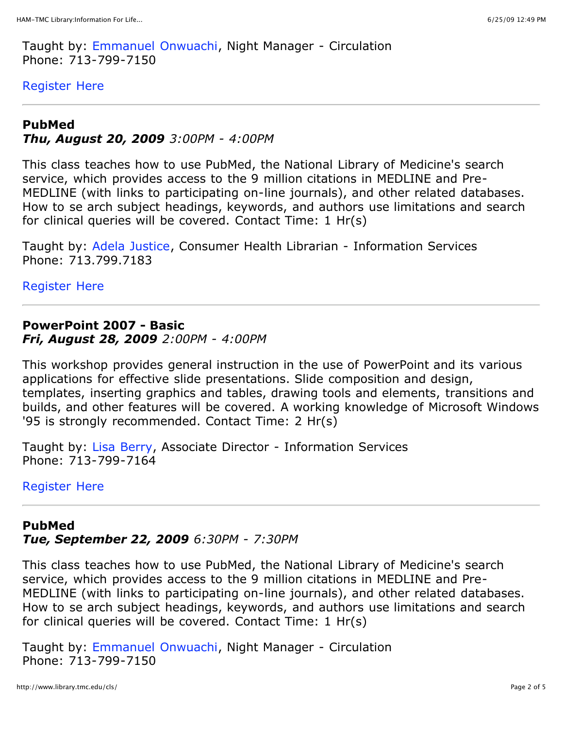Taught by: Emmanuel Onwuachi, Night Manager - Circulation
Phone: 713-799-7150

Register Here

---

**PubMed**
***Thu, August 20, 2009*** *3:00PM - 4:00PM*

This class teaches how to use PubMed, the National Library of Medicine's search service, which provides access to the 9 million citations in MEDLINE and Pre-MEDLINE (with links to participating on-line journals), and other related databases. How to se arch subject headings, keywords, and authors use limitations and search for clinical queries will be covered. Contact Time: 1 Hr(s)

Taught by: Adela Justice, Consumer Health Librarian - Information Services
Phone: 713.799.7183

Register Here

---

**PowerPoint 2007 - Basic**
***Fri, August 28, 2009*** *2:00PM - 4:00PM*

This workshop provides general instruction in the use of PowerPoint and its various applications for effective slide presentations. Slide composition and design, templates, inserting graphics and tables, drawing tools and elements, transitions and builds, and other features will be covered. A working knowledge of Microsoft Windows '95 is strongly recommended. Contact Time: 2 Hr(s)

Taught by: Lisa Berry, Associate Director - Information Services
Phone: 713-799-7164

Register Here

---

**PubMed**
***Tue, September 22, 2009*** *6:30PM - 7:30PM*

This class teaches how to use PubMed, the National Library of Medicine's search service, which provides access to the 9 million citations in MEDLINE and Pre-MEDLINE (with links to participating on-line journals), and other related databases. How to se arch subject headings, keywords, and authors use limitations and search for clinical queries will be covered. Contact Time: 1 Hr(s)

Taught by: Emmanuel Onwuachi, Night Manager - Circulation
Phone: 713-799-7150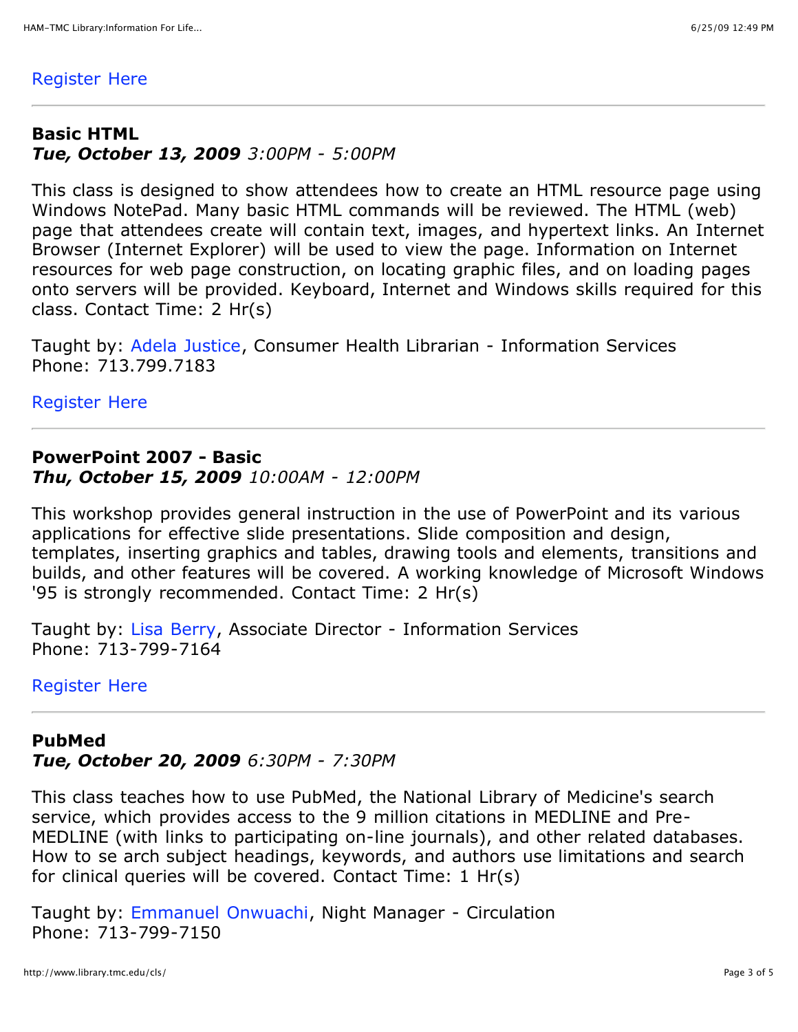Register Here

---

**Basic HTML**
***Tue, October 13, 2009*** *3:00PM - 5:00PM*

This class is designed to show attendees how to create an HTML resource page using Windows NotePad. Many basic HTML commands will be reviewed. The HTML (web) page that attendees create will contain text, images, and hypertext links. An Internet Browser (Internet Explorer) will be used to view the page. Information on Internet resources for web page construction, on locating graphic files, and on loading pages onto servers will be provided. Keyboard, Internet and Windows skills required for this class. Contact Time: 2 Hr(s)

Taught by: Adela Justice, Consumer Health Librarian - Information Services
Phone: 713.799.7183

Register Here

---

**PowerPoint 2007 - Basic**
***Thu, October 15, 2009*** *10:00AM - 12:00PM*

This workshop provides general instruction in the use of PowerPoint and its various applications for effective slide presentations. Slide composition and design, templates, inserting graphics and tables, drawing tools and elements, transitions and builds, and other features will be covered. A working knowledge of Microsoft Windows '95 is strongly recommended. Contact Time: 2 Hr(s)

Taught by: Lisa Berry, Associate Director - Information Services
Phone: 713-799-7164

Register Here

---

**PubMed**
***Tue, October 20, 2009*** *6:30PM - 7:30PM*

This class teaches how to use PubMed, the National Library of Medicine's search service, which provides access to the 9 million citations in MEDLINE and Pre-MEDLINE (with links to participating on-line journals), and other related databases. How to se arch subject headings, keywords, and authors use limitations and search for clinical queries will be covered. Contact Time: 1 Hr(s)

Taught by: Emmanuel Onwuachi, Night Manager - Circulation
Phone: 713-799-7150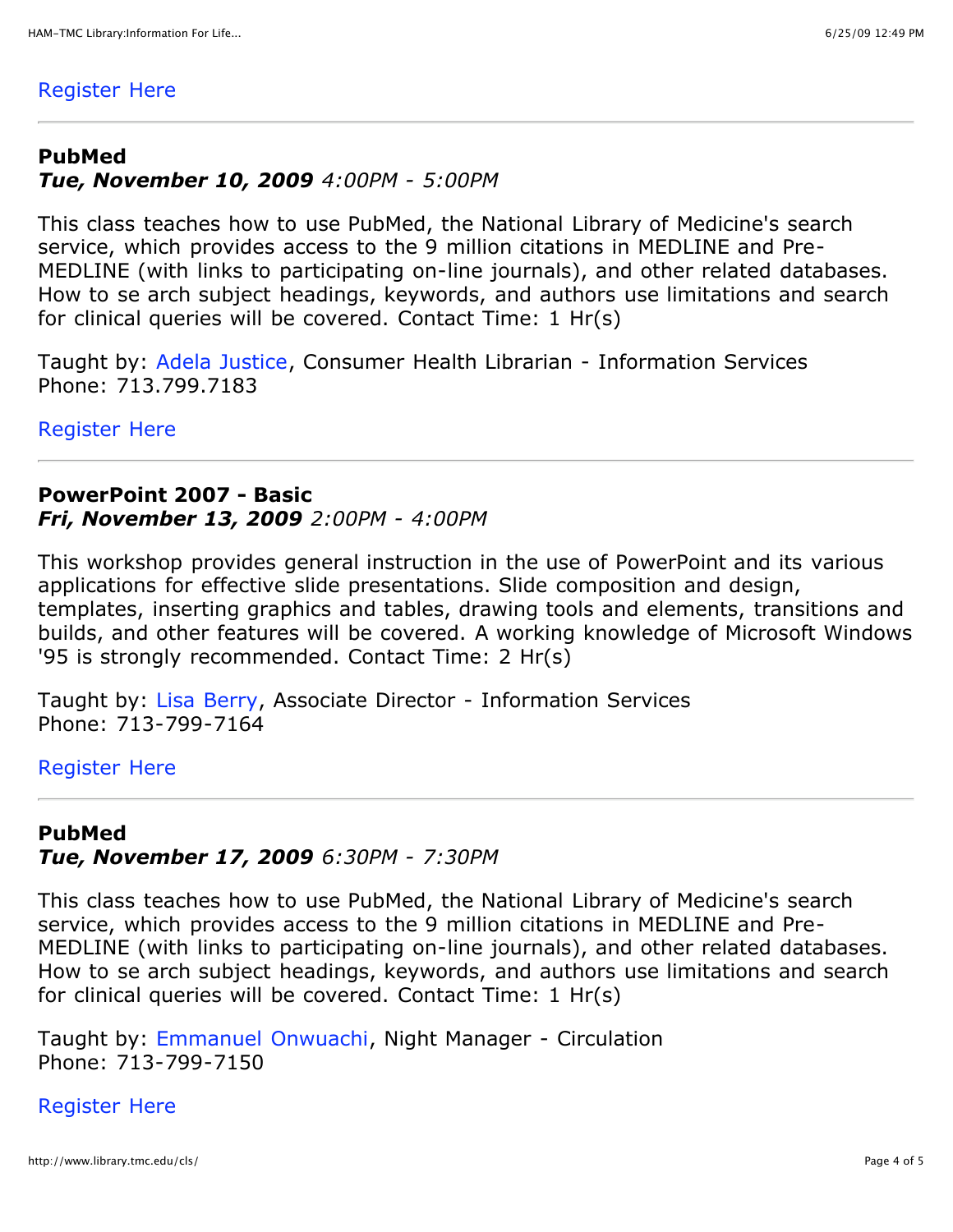Register Here

---

**PubMed**
***Tue, November 10, 2009*** *4:00PM - 5:00PM*

This class teaches how to use PubMed, the National Library of Medicine's search service, which provides access to the 9 million citations in MEDLINE and Pre-MEDLINE (with links to participating on-line journals), and other related databases. How to se arch subject headings, keywords, and authors use limitations and search for clinical queries will be covered. Contact Time: 1 Hr(s)

Taught by: Adela Justice, Consumer Health Librarian - Information Services
Phone: 713.799.7183

Register Here

---

**PowerPoint 2007 - Basic**
***Fri, November 13, 2009*** *2:00PM - 4:00PM*

This workshop provides general instruction in the use of PowerPoint and its various applications for effective slide presentations. Slide composition and design, templates, inserting graphics and tables, drawing tools and elements, transitions and builds, and other features will be covered. A working knowledge of Microsoft Windows '95 is strongly recommended. Contact Time: 2 Hr(s)

Taught by: Lisa Berry, Associate Director - Information Services
Phone: 713-799-7164

Register Here

---

**PubMed**
***Tue, November 17, 2009*** *6:30PM - 7:30PM*

This class teaches how to use PubMed, the National Library of Medicine's search service, which provides access to the 9 million citations in MEDLINE and Pre-MEDLINE (with links to participating on-line journals), and other related databases. How to se arch subject headings, keywords, and authors use limitations and search for clinical queries will be covered. Contact Time: 1 Hr(s)

Taught by: Emmanuel Onwuachi, Night Manager - Circulation
Phone: 713-799-7150

Register Here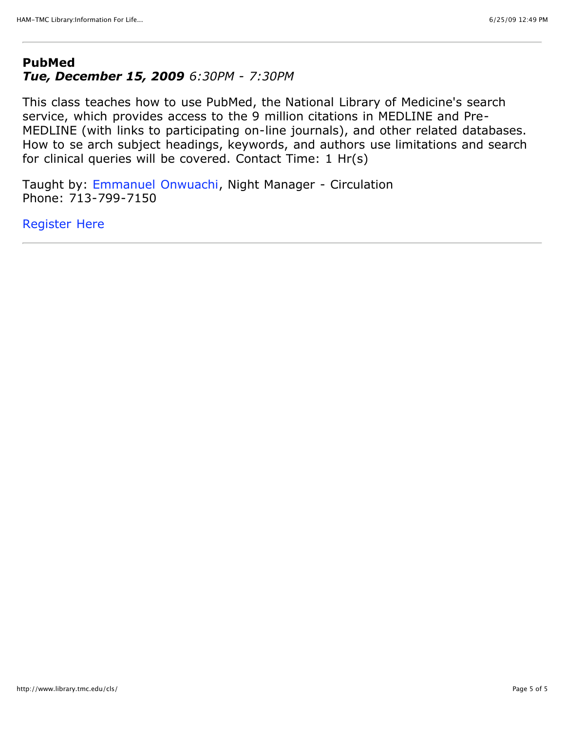**PubMed**

***Tue, December 15, 2009*** *6:30PM - 7:30PM*

This class teaches how to use PubMed, the National Library of Medicine's search service, which provides access to the 9 million citations in MEDLINE and Pre-MEDLINE (with links to participating on-line journals), and other related databases. How to se arch subject headings, keywords, and authors use limitations and search for clinical queries will be covered. Contact Time: 1 Hr(s)

Taught by: Emmanuel Onwuachi, Night Manager - Circulation
Phone: 713-799-7150

Register Here